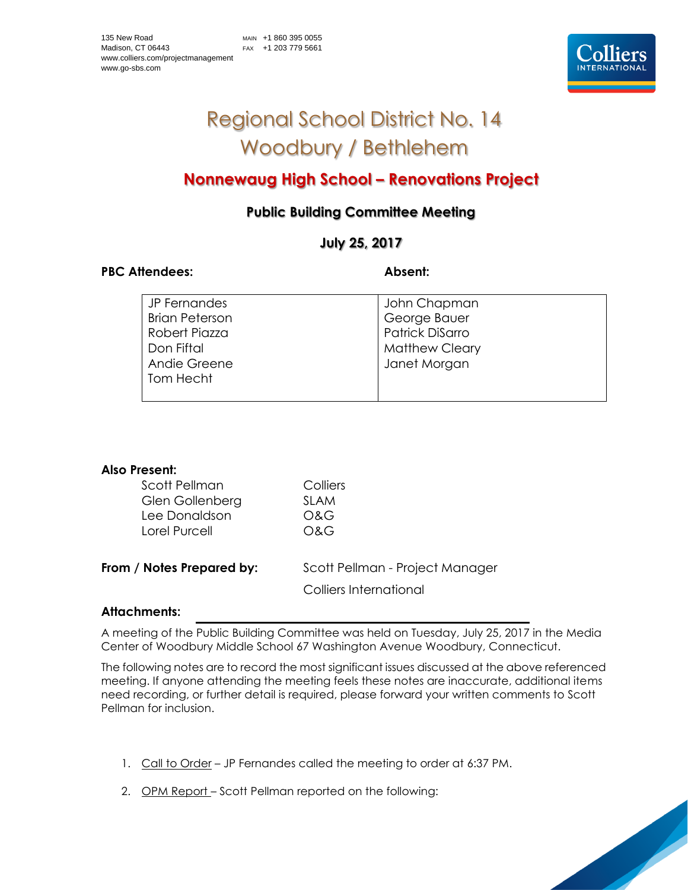135 New Road
Madison, CT 06443
www.colliers.com/projectmanagement
www.go-sbs.com

MAIN +1 860 395 0055
FAX +1 203 779 5661

# Regional School District No. 14
# Woodbury / Bethlehem

## Nonnewaug High School – Renovations Project

### Public Building Committee Meeting

### July 25, 2017

| PBC Attendees: | Absent: |
|---|---|
| JP Fernandes | John Chapman |
| Brian Peterson | George Bauer |
| Robert Piazza | Patrick DiSarro |
| Don Fiftal | Matthew Cleary |
| Andie Greene | Janet Morgan |
| Tom Hecht | |

**Also Present:**

| | |
|---|---|
| Scott Pellman | Colliers |
| Glen Gollenberg | SLAM |
| Lee Donaldson | O&G |
| Lorel Purcell | O&G |

**From / Notes Prepared by:** Scott Pellman - Project Manager
Colliers International

**Attachments:**

A meeting of the Public Building Committee was held on Tuesday, July 25, 2017 in the Media Center of Woodbury Middle School 67 Washington Avenue Woodbury, Connecticut.

The following notes are to record the most significant issues discussed at the above referenced meeting. If anyone attending the meeting feels these notes are inaccurate, additional items need recording, or further detail is required, please forward your written comments to Scott Pellman for inclusion.

1. Call to Order – JP Fernandes called the meeting to order at 6:37 PM.
2. OPM Report – Scott Pellman reported on the following: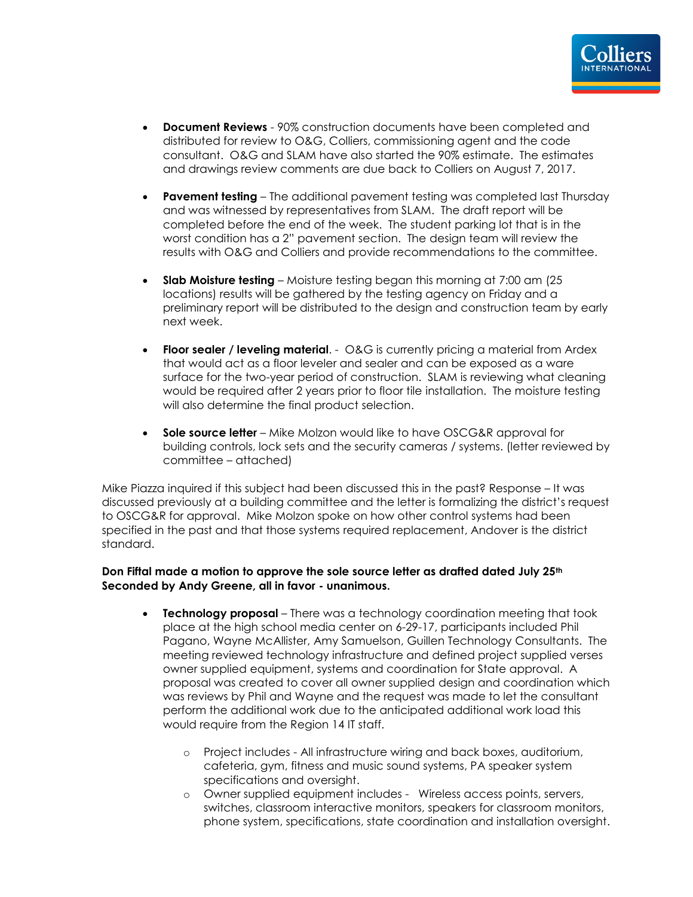- **Document Reviews** - 90% construction documents have been completed and distributed for review to O&G, Colliers, commissioning agent and the code consultant. O&G and SLAM have also started the 90% estimate. The estimates and drawings review comments are due back to Colliers on August 7, 2017.

- **Pavement testing** – The additional pavement testing was completed last Thursday and was witnessed by representatives from SLAM. The draft report will be completed before the end of the week. The student parking lot that is in the worst condition has a 2" pavement section. The design team will review the results with O&G and Colliers and provide recommendations to the committee.

- **Slab Moisture testing** – Moisture testing began this morning at 7:00 am (25 locations) results will be gathered by the testing agency on Friday and a preliminary report will be distributed to the design and construction team by early next week.

- **Floor sealer / leveling material**. - O&G is currently pricing a material from Ardex that would act as a floor leveler and sealer and can be exposed as a ware surface for the two-year period of construction. SLAM is reviewing what cleaning would be required after 2 years prior to floor tile installation. The moisture testing will also determine the final product selection.

- **Sole source letter** – Mike Molzon would like to have OSCG&R approval for building controls, lock sets and the security cameras / systems. (letter reviewed by committee – attached)

Mike Piazza inquired if this subject had been discussed this in the past? Response – It was discussed previously at a building committee and the letter is formalizing the district's request to OSCG&R for approval. Mike Molzon spoke on how other control systems had been specified in the past and that those systems required replacement, Andover is the district standard.

**Don Fiftal made a motion to approve the sole source letter as drafted dated July 25th Seconded by Andy Greene, all in favor - unanimous.**

- **Technology proposal** – There was a technology coordination meeting that took place at the high school media center on 6-29-17, participants included Phil Pagano, Wayne McAllister, Amy Samuelson, Guillen Technology Consultants. The meeting reviewed technology infrastructure and defined project supplied verses owner supplied equipment, systems and coordination for State approval. A proposal was created to cover all owner supplied design and coordination which was reviews by Phil and Wayne and the request was made to let the consultant perform the additional work due to the anticipated additional work load this would require from the Region 14 IT staff.
  - Project includes - All infrastructure wiring and back boxes, auditorium, cafeteria, gym, fitness and music sound systems, PA speaker system specifications and oversight.
  - Owner supplied equipment includes - Wireless access points, servers, switches, classroom interactive monitors, speakers for classroom monitors, phone system, specifications, state coordination and installation oversight.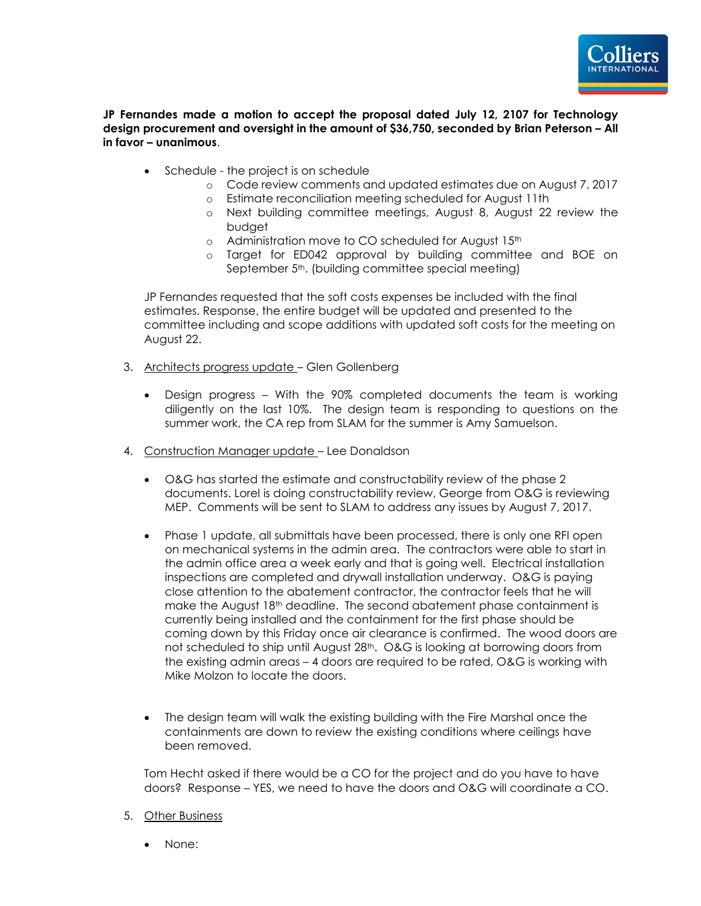**JP Fernandes made a motion to accept the proposal dated July 12, 2107 for Technology design procurement and oversight in the amount of $36,750, seconded by Brian Peterson – All in favor – unanimous**.

- Schedule - the project is on schedule
  - Code review comments and updated estimates due on August 7, 2017
  - Estimate reconciliation meeting scheduled for August 11th
  - Next building committee meetings, August 8, August 22 review the budget
  - Administration move to CO scheduled for August 15th
  - Target for ED042 approval by building committee and BOE on September 5th. (building committee special meeting)

JP Fernandes requested that the soft costs expenses be included with the final estimates. Response, the entire budget will be updated and presented to the committee including and scope additions with updated soft costs for the meeting on August 22.

3. Architects progress update – Glen Gollenberg

   - Design progress – With the 90% completed documents the team is working diligently on the last 10%. The design team is responding to questions on the summer work, the CA rep from SLAM for the summer is Amy Samuelson.

4. Construction Manager update – Lee Donaldson

   - O&G has started the estimate and constructability review of the phase 2 documents. Lorel is doing constructability review, George from O&G is reviewing MEP. Comments will be sent to SLAM to address any issues by August 7, 2017.

   - Phase 1 update, all submittals have been processed, there is only one RFI open on mechanical systems in the admin area. The contractors were able to start in the admin office area a week early and that is going well. Electrical installation inspections are completed and drywall installation underway. O&G is paying close attention to the abatement contractor, the contractor feels that he will make the August 18th deadline. The second abatement phase containment is currently being installed and the containment for the first phase should be coming down by this Friday once air clearance is confirmed. The wood doors are not scheduled to ship until August 28th. O&G is looking at borrowing doors from the existing admin areas – 4 doors are required to be rated, O&G is working with Mike Molzon to locate the doors.

   - The design team will walk the existing building with the Fire Marshal once the containments are down to review the existing conditions where ceilings have been removed.

   Tom Hecht asked if there would be a CO for the project and do you have to have doors? Response – YES, we need to have the doors and O&G will coordinate a CO.

5. Other Business

   - None: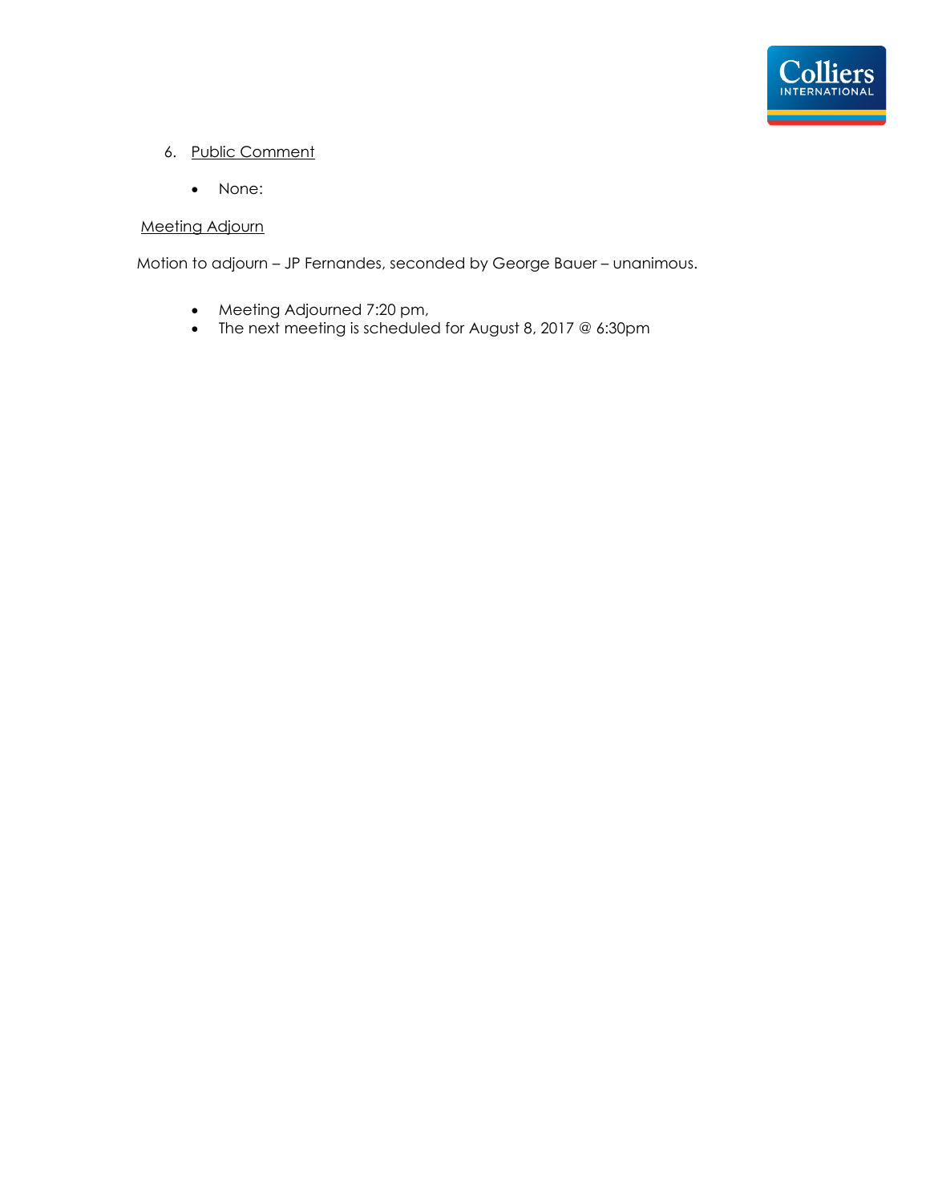6. Public Comment

    - None:

Meeting Adjourn

Motion to adjourn – JP Fernandes, seconded by George Bauer – unanimous.

- Meeting Adjourned 7:20 pm,
- The next meeting is scheduled for August 8, 2017 @ 6:30pm